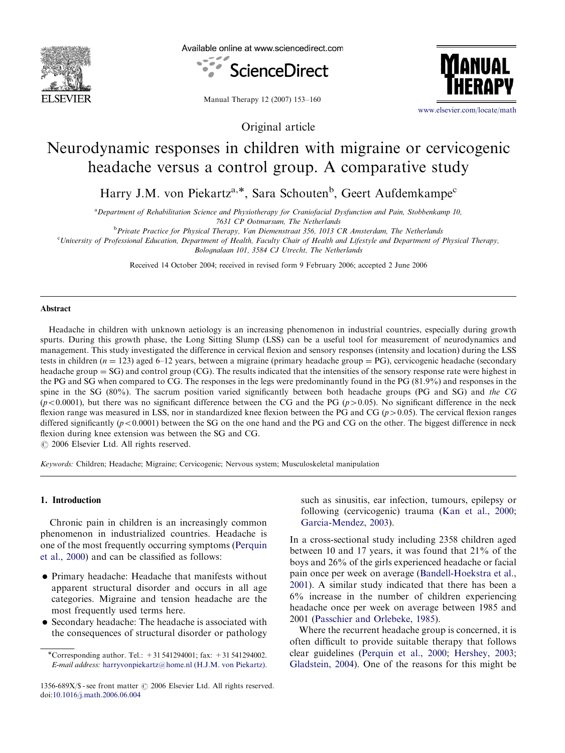Original article

# Neurodynamic responses in children with migraine or cervicogenic headache versus a control group. A comparative study

Harry J.M. von Piekartz[a,*], Sara Schouten[b], Geert Aufdemkampe[c]

[a]Department of Rehabilitation Science and Physiotherapy for Craniofacial Dysfunction and Pain, Stobbenkamp 10, 7631 CP Ootmarsum, The Netherlands

[b]Private Practice for Physical Therapy, Van Diemenstraat 356, 1013 CR Amsterdam, The Netherlands

[c]University of Professional Education, Department of Health, Faculty Chair of Health and Lifestyle and Department of Physical Therapy, Bolognalaan 101, 3584 CJ Utrecht, The Netherlands

Received 14 October 2004; received in revised form 9 February 2006; accepted 2 June 2006

## Abstract

Headache in children with unknown aetiology is an increasing phenomenon in industrial countries, especially during growth spurts. During this growth phase, the Long Sitting Slump (LSS) can be a useful tool for measurement of neurodynamics and management. This study investigated the difference in cervical flexion and sensory responses (intensity and location) during the LSS tests in children ($n = 123$) aged 6–12 years, between a migraine (primary headache group = PG), cervicogenic headache (secondary headache group = SG) and control group (CG). The results indicated that the intensities of the sensory response rate were highest in the PG and SG when compared to CG. The responses in the legs were predominantly found in the PG (81.9%) and responses in the spine in the SG (80%). The sacrum position varied significantly between both headache groups (PG and SG) and *the CG* ($p<0.0001$), but there was no significant difference between the CG and the PG ($p>0.05$). No significant difference in the neck flexion range was measured in LSS, nor in standardized knee flexion between the PG and CG ($p>0.05$). The cervical flexion ranges differed significantly ($p<0.0001$) between the SG on the one hand and the PG and CG on the other. The biggest difference in neck flexion during knee extension was between the SG and CG.

© 2006 Elsevier Ltd. All rights reserved.

*Keywords:* Children; Headache; Migraine; Cervicogenic; Nervous system; Musculoskeletal manipulation

## 1. Introduction

Chronic pain in children is an increasingly common phenomenon in industrialized countries. Headache is one of the most frequently occurring symptoms (Perquin et al., 2000) and can be classified as follows:

- Primary headache: Headache that manifests without apparent structural disorder and occurs in all age categories. Migraine and tension headache are the most frequently used terms here.
- Secondary headache: The headache is associated with the consequences of structural disorder or pathology such as sinusitis, ear infection, tumours, epilepsy or following (cervicogenic) trauma (Kan et al., 2000; Garcia-Mendez, 2003).

In a cross-sectional study including 2358 children aged between 10 and 17 years, it was found that 21% of the boys and 26% of the girls experienced headache or facial pain once per week on average (Bandell-Hoekstra et al., 2001). A similar study indicated that there has been a 6% increase in the number of children experiencing headache once per week on average between 1985 and 2001 (Passchier and Orlebeke, 1985).

Where the recurrent headache group is concerned, it is often difficult to provide suitable therapy that follows clear guidelines (Perquin et al., 2000; Hershey, 2003; Gladstein, 2004). One of the reasons for this might be

*Corresponding author. Tel.: +31 541294001; fax: +31 541294002. *E-mail address:* harryvonpiekartz@home.nl (H.J.M. von Piekartz).

1356-689X/$ - see front matter © 2006 Elsevier Ltd. All rights reserved.
doi:10.1016/j.math.2006.06.004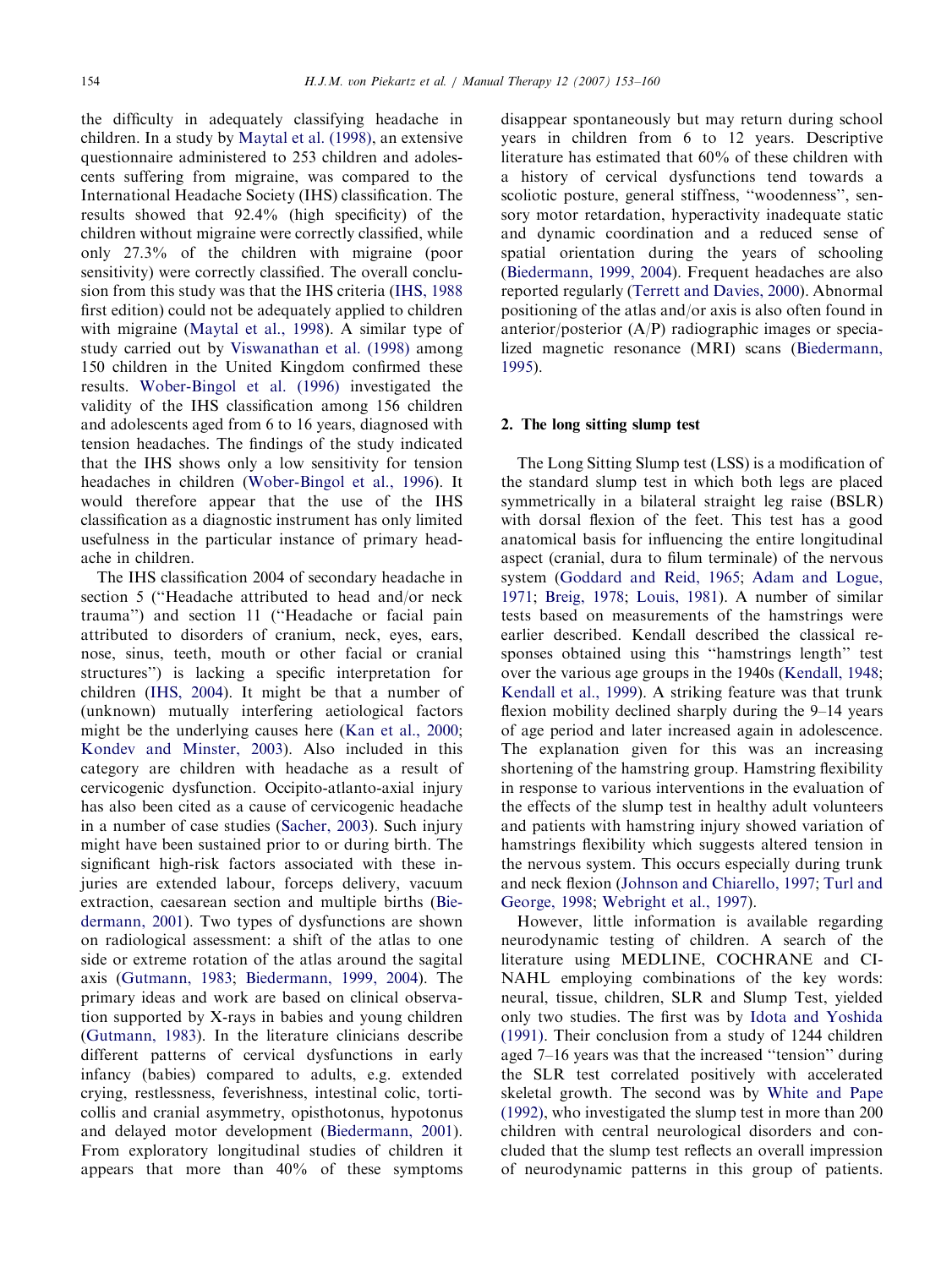the difficulty in adequately classifying headache in children. In a study by Maytal et al. (1998), an extensive questionnaire administered to 253 children and adolescents suffering from migraine, was compared to the International Headache Society (IHS) classification. The results showed that 92.4% (high specificity) of the children without migraine were correctly classified, while only 27.3% of the children with migraine (poor sensitivity) were correctly classified. The overall conclusion from this study was that the IHS criteria (IHS, 1988 first edition) could not be adequately applied to children with migraine (Maytal et al., 1998). A similar type of study carried out by Viswanathan et al. (1998) among 150 children in the United Kingdom confirmed these results. Wober-Bingol et al. (1996) investigated the validity of the IHS classification among 156 children and adolescents aged from 6 to 16 years, diagnosed with tension headaches. The findings of the study indicated that the IHS shows only a low sensitivity for tension headaches in children (Wober-Bingol et al., 1996). It would therefore appear that the use of the IHS classification as a diagnostic instrument has only limited usefulness in the particular instance of primary headache in children.

The IHS classification 2004 of secondary headache in section 5 (''Headache attributed to head and/or neck trauma'') and section 11 (''Headache or facial pain attributed to disorders of cranium, neck, eyes, ears, nose, sinus, teeth, mouth or other facial or cranial structures'') is lacking a specific interpretation for children (IHS, 2004). It might be that a number of (unknown) mutually interfering aetiological factors might be the underlying causes here (Kan et al., 2000; Kondev and Minster, 2003). Also included in this category are children with headache as a result of cervicogenic dysfunction. Occipito-atlanto-axial injury has also been cited as a cause of cervicogenic headache in a number of case studies (Sacher, 2003). Such injury might have been sustained prior to or during birth. The significant high-risk factors associated with these injuries are extended labour, forceps delivery, vacuum extraction, caesarean section and multiple births (Biedermann, 2001). Two types of dysfunctions are shown on radiological assessment: a shift of the atlas to one side or extreme rotation of the atlas around the sagital axis (Gutmann, 1983; Biedermann, 1999, 2004). The primary ideas and work are based on clinical observation supported by X-rays in babies and young children (Gutmann, 1983). In the literature clinicians describe different patterns of cervical dysfunctions in early infancy (babies) compared to adults, e.g. extended crying, restlessness, feverishness, intestinal colic, torticollis and cranial asymmetry, opisthotonus, hypotonus and delayed motor development (Biedermann, 2001). From exploratory longitudinal studies of children it appears that more than 40% of these symptoms disappear spontaneously but may return during school years in children from 6 to 12 years. Descriptive literature has estimated that 60% of these children with a history of cervical dysfunctions tend towards a scoliotic posture, general stiffness, ''woodenness'', sensory motor retardation, hyperactivity inadequate static and dynamic coordination and a reduced sense of spatial orientation during the years of schooling (Biedermann, 1999, 2004). Frequent headaches are also reported regularly (Terrett and Davies, 2000). Abnormal positioning of the atlas and/or axis is also often found in anterior/posterior (A/P) radiographic images or specialized magnetic resonance (MRI) scans (Biedermann, 1995).

## 2. The long sitting slump test

The Long Sitting Slump test (LSS) is a modification of the standard slump test in which both legs are placed symmetrically in a bilateral straight leg raise (BSLR) with dorsal flexion of the feet. This test has a good anatomical basis for influencing the entire longitudinal aspect (cranial, dura to filum terminale) of the nervous system (Goddard and Reid, 1965; Adam and Logue, 1971; Breig, 1978; Louis, 1981). A number of similar tests based on measurements of the hamstrings were earlier described. Kendall described the classical responses obtained using this ''hamstrings length'' test over the various age groups in the 1940s (Kendall, 1948; Kendall et al., 1999). A striking feature was that trunk flexion mobility declined sharply during the 9–14 years of age period and later increased again in adolescence. The explanation given for this was an increasing shortening of the hamstring group. Hamstring flexibility in response to various interventions in the evaluation of the effects of the slump test in healthy adult volunteers and patients with hamstring injury showed variation of hamstrings flexibility which suggests altered tension in the nervous system. This occurs especially during trunk and neck flexion (Johnson and Chiarello, 1997; Turl and George, 1998; Webright et al., 1997).

However, little information is available regarding neurodynamic testing of children. A search of the literature using MEDLINE, COCHRANE and CINAHL employing combinations of the key words: neural, tissue, children, SLR and Slump Test, yielded only two studies. The first was by Idota and Yoshida (1991). Their conclusion from a study of 1244 children aged 7–16 years was that the increased ''tension'' during the SLR test correlated positively with accelerated skeletal growth. The second was by White and Pape (1992), who investigated the slump test in more than 200 children with central neurological disorders and concluded that the slump test reflects an overall impression of neurodynamic patterns in this group of patients.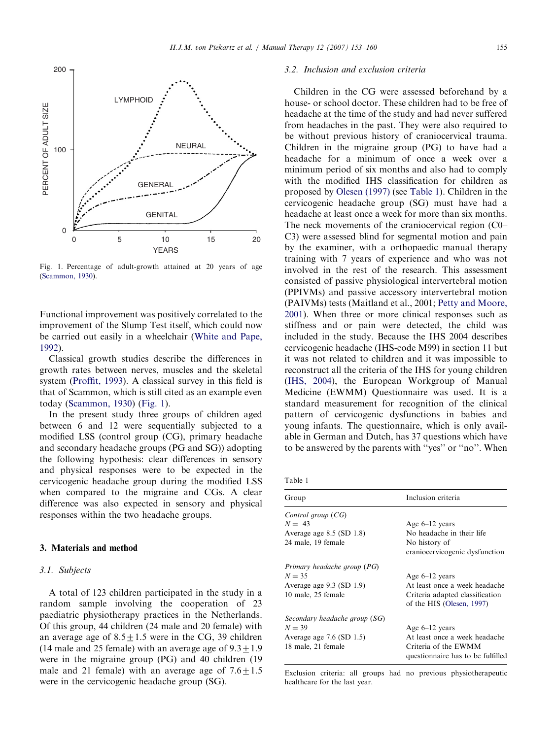Fig. 1. Percentage of adult-growth attained at 20 years of age (Scammon, 1930).

Functional improvement was positively correlated to the improvement of the Slump Test itself, which could now be carried out easily in a wheelchair (White and Pape, 1992).

Classical growth studies describe the differences in growth rates between nerves, muscles and the skeletal system (Proffit, 1993). A classical survey in this field is that of Scammon, which is still cited as an example even today (Scammon, 1930) (Fig. 1).

In the present study three groups of children aged between 6 and 12 were sequentially subjected to a modified LSS (control group (CG), primary headache and secondary headache groups (PG and SG)) adopting the following hypothesis: clear differences in sensory and physical responses were to be expected in the cervicogenic headache group during the modified LSS when compared to the migraine and CGs. A clear difference was also expected in sensory and physical responses within the two headache groups.

## 3. Materials and method

### 3.1. Subjects

A total of 123 children participated in the study in a random sample involving the cooperation of 23 paediatric physiotherapy practices in the Netherlands. Of this group, 44 children (24 male and 20 female) with an average age of $8.5 \pm 1.5$ were in the CG, 39 children (14 male and 25 female) with an average age of $9.3 \pm 1.9$ were in the migraine group (PG) and 40 children (19 male and 21 female) with an average age of $7.6 \pm 1.5$ were in the cervicogenic headache group (SG).

### 3.2. Inclusion and exclusion criteria

Children in the CG were assessed beforehand by a house- or school doctor. These children had to be free of headache at the time of the study and had never suffered from headaches in the past. They were also required to be without previous history of craniocervical trauma. Children in the migraine group (PG) to have had a headache for a minimum of once a week over a minimum period of six months and also had to comply with the modified IHS classification for children as proposed by Olesen (1997) (see Table 1). Children in the cervicogenic headache group (SG) must have had a headache at least once a week for more than six months. The neck movements of the craniocervical region (C0–C3) were assessed blind for segmental motion and pain by the examiner, with a orthopaedic manual therapy training with 7 years of experience and who was not involved in the rest of the research. This assessment consisted of passive physiological intervertebral motion (PPIVMs) and passive accessory intervertebral motion (PAIVMs) tests (Maitland et al., 2001; Petty and Moore, 2001). When three or more clinical responses such as stiffness and or pain were detected, the child was included in the study. Because the IHS 2004 describes cervicogenic headache (IHS-code M99) in section 11 but it was not related to children and it was impossible to reconstruct all the criteria of the IHS for young children (IHS, 2004), the European Workgroup of Manual Medicine (EWMM) Questionnaire was used. It is a standard measurement for recognition of the clinical pattern of cervicogenic dysfunctions in babies and young infants. The questionnaire, which is only available in German and Dutch, has 37 questions which have to be answered by the parents with "yes" or "no". When

Table 1

| Group | Inclusion criteria |
|---|---|
| *Control group (CG)* | |
| $N = 43$ | Age 6–12 years |
| Average age 8.5 (SD 1.8) | No headache in their life |
| 24 male, 19 female | No history of craniocervicogenic dysfunction |
| *Primary headache group (PG)* | |
| $N = 35$ | Age 6–12 years |
| Average age 9.3 (SD 1.9) | At least once a week headache |
| 10 male, 25 female | Criteria adapted classification of the HIS (Olesen, 1997) |
| *Secondary headache group (SG)* | |
| $N = 39$ | Age 6–12 years |
| Average age 7.6 (SD 1.5) | At least once a week headache |
| 18 male, 21 female | Criteria of the EWMM questionnaire has to be fulfilled |

Exclusion criteria: all groups had no previous physiotherapeutic healthcare for the last year.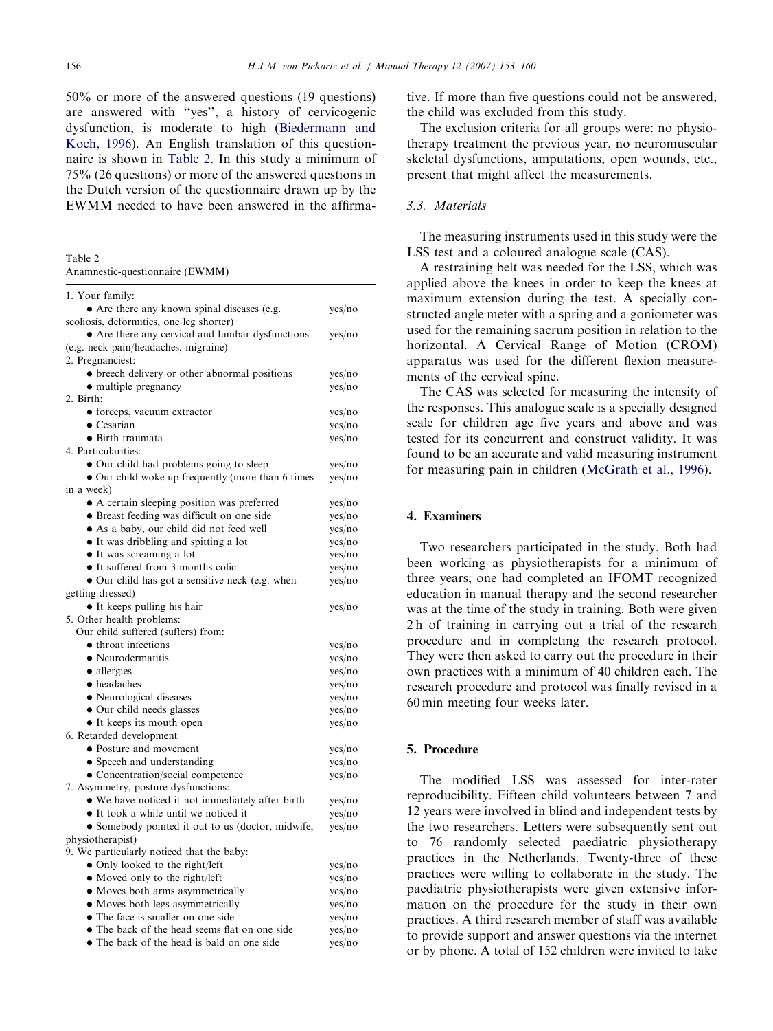50% or more of the answered questions (19 questions) are answered with "yes", a history of cervicogenic dysfunction, is moderate to high (Biedermann and Koch, 1996). An English translation of this questionnaire is shown in Table 2. In this study a minimum of 75% (26 questions) or more of the answered questions in the Dutch version of the questionnaire drawn up by the EWMM needed to have been answered in the affirmative. If more than five questions could not be answered, the child was excluded from this study.

Table 2
Anamnestic-questionnaire (EWMM)

| | |
|---|---|
| 1. Your family: | |
| • Are there any known spinal diseases (e.g. scoliosis, deformities, one leg shorter) | yes/no |
| • Are there any cervical and lumbar dysfunctions (e.g. neck pain/headaches, migraine) | yes/no |
| 2. Pregnanciest: | |
| • breech delivery or other abnormal positions | yes/no |
| • multiple pregnancy | yes/no |
| 2. Birth: | |
| • forceps, vacuum extractor | yes/no |
| • Cesarian | yes/no |
| • Birth traumata | yes/no |
| 4. Particularities: | |
| • Our child had problems going to sleep | yes/no |
| • Our child woke up frequently (more than 6 times in a week) | yes/no |
| • A certain sleeping position was preferred | yes/no |
| • Breast feeding was difficult on one side | yes/no |
| • As a baby, our child did not feed well | yes/no |
| • It was dribbling and spitting a lot | yes/no |
| • It was screaming a lot | yes/no |
| • It suffered from 3 months colic | yes/no |
| • Our child has got a sensitive neck (e.g. when getting dressed) | yes/no |
| • It keeps pulling his hair | yes/no |
| 5. Other health problems: | |
| Our child suffered (suffers) from: | |
| • throat infections | yes/no |
| • Neurodermatitis | yes/no |
| • allergies | yes/no |
| • headaches | yes/no |
| • Neurological diseases | yes/no |
| • Our child needs glasses | yes/no |
| • It keeps its mouth open | yes/no |
| 6. Retarded development | |
| • Posture and movement | yes/no |
| • Speech and understanding | yes/no |
| • Concentration/social competence | yes/no |
| 7. Asymmetry, posture dysfunctions: | |
| • We have noticed it not immediately after birth | yes/no |
| • It took a while until we noticed it | yes/no |
| • Somebody pointed it out to us (doctor, midwife, physiotherapist) | yes/no |
| 9. We particularly noticed that the baby: | |
| • Only looked to the right/left | yes/no |
| • Moved only to the right/left | yes/no |
| • Moves both arms asymmetrically | yes/no |
| • Moves both legs asymmetrically | yes/no |
| • The face is smaller on one side | yes/no |
| • The back of the head seems flat on one side | yes/no |
| • The back of the head is bald on one side | yes/no |

The exclusion criteria for all groups were: no physiotherapy treatment the previous year, no neuromuscular skeletal dysfunctions, amputations, open wounds, etc., present that might affect the measurements.

### 3.3. Materials

The measuring instruments used in this study were the LSS test and a coloured analogue scale (CAS).

A restraining belt was needed for the LSS, which was applied above the knees in order to keep the knees at maximum extension during the test. A specially constructed angle meter with a spring and a goniometer was used for the remaining sacrum position in relation to the horizontal. A Cervical Range of Motion (CROM) apparatus was used for the different flexion measurements of the cervical spine.

The CAS was selected for measuring the intensity of the responses. This analogue scale is a specially designed scale for children age five years and above and was tested for its concurrent and construct validity. It was found to be an accurate and valid measuring instrument for measuring pain in children (McGrath et al., 1996).

## 4. Examiners

Two researchers participated in the study. Both had been working as physiotherapists for a minimum of three years; one had completed an IFOMT recognized education in manual therapy and the second researcher was at the time of the study in training. Both were given 2 h of training in carrying out a trial of the research procedure and in completing the research protocol. They were then asked to carry out the procedure in their own practices with a minimum of 40 children each. The research procedure and protocol was finally revised in a 60 min meeting four weeks later.

## 5. Procedure

The modified LSS was assessed for inter-rater reproducibility. Fifteen child volunteers between 7 and 12 years were involved in blind and independent tests by the two researchers. Letters were subsequently sent out to 76 randomly selected paediatric physiotherapy practices in the Netherlands. Twenty-three of these practices were willing to collaborate in the study. The paediatric physiotherapists were given extensive information on the procedure for the study in their own practices. A third research member of staff was available to provide support and answer questions via the internet or by phone. A total of 152 children were invited to take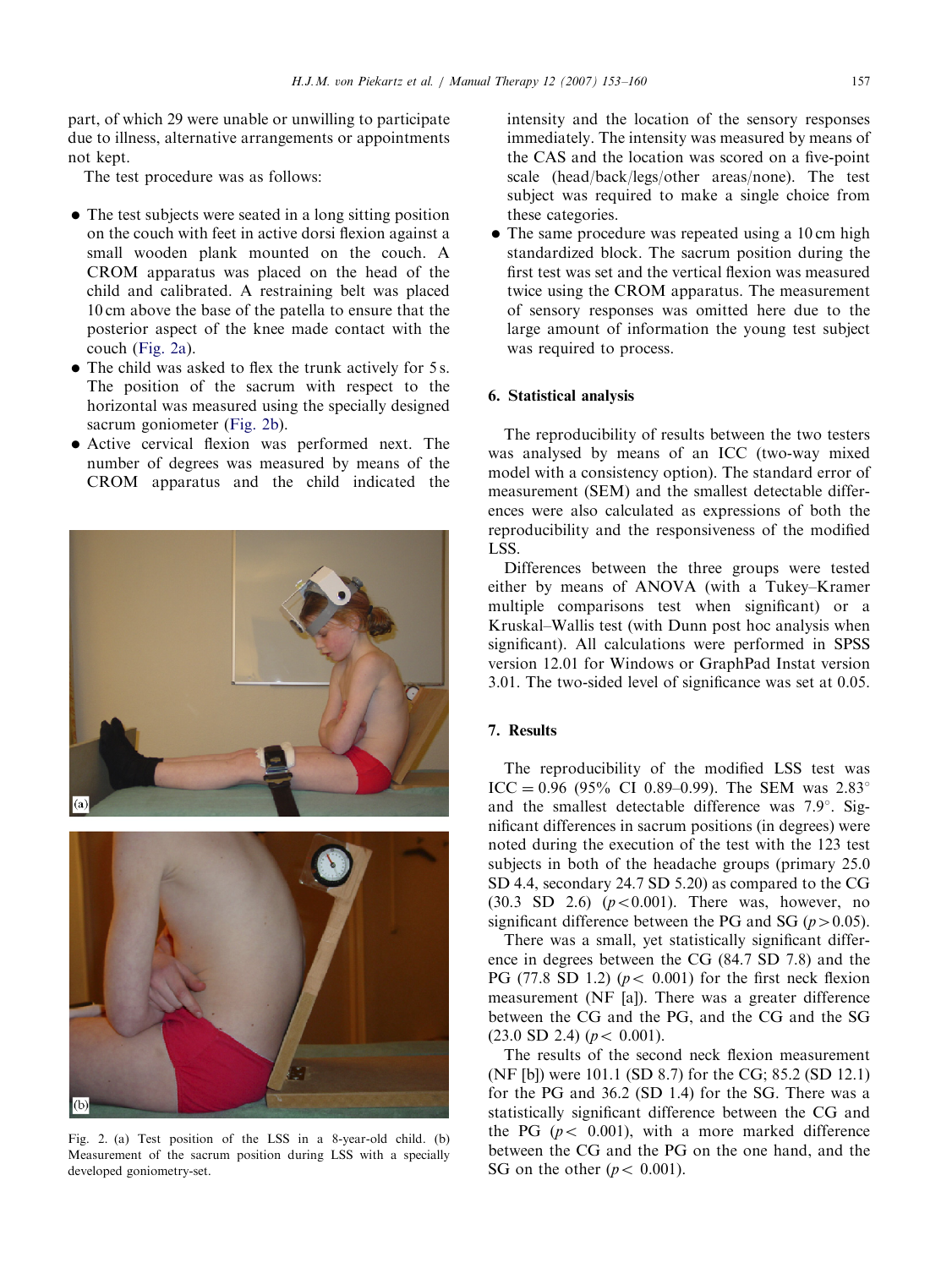part, of which 29 were unable or unwilling to participate due to illness, alternative arrangements or appointments not kept.

The test procedure was as follows:

- The test subjects were seated in a long sitting position on the couch with feet in active dorsi flexion against a small wooden plank mounted on the couch. A CROM apparatus was placed on the head of the child and calibrated. A restraining belt was placed 10 cm above the base of the patella to ensure that the posterior aspect of the knee made contact with the couch (Fig. 2a).
- The child was asked to flex the trunk actively for 5 s. The position of the sacrum with respect to the horizontal was measured using the specially designed sacrum goniometer (Fig. 2b).
- Active cervical flexion was performed next. The number of degrees was measured by means of the CROM apparatus and the child indicated the intensity and the location of the sensory responses immediately. The intensity was measured by means of the CAS and the location was scored on a five-point scale (head/back/legs/other areas/none). The test subject was required to make a single choice from these categories.
- The same procedure was repeated using a 10 cm high standardized block. The sacrum position during the first test was set and the vertical flexion was measured twice using the CROM apparatus. The measurement of sensory responses was omitted here due to the large amount of information the young test subject was required to process.

Fig. 2. (a) Test position of the LSS in a 8-year-old child. (b) Measurement of the sacrum position during LSS with a specially developed goniometry-set.

## 6. Statistical analysis

The reproducibility of results between the two testers was analysed by means of an ICC (two-way mixed model with a consistency option). The standard error of measurement (SEM) and the smallest detectable differences were also calculated as expressions of both the reproducibility and the responsiveness of the modified LSS.

Differences between the three groups were tested either by means of ANOVA (with a Tukey–Kramer multiple comparisons test when significant) or a Kruskal–Wallis test (with Dunn post hoc analysis when significant). All calculations were performed in SPSS version 12.01 for Windows or GraphPad Instat version 3.01. The two-sided level of significance was set at 0.05.

## 7. Results

The reproducibility of the modified LSS test was ICC = 0.96 (95% CI 0.89–0.99). The SEM was 2.83° and the smallest detectable difference was 7.9°. Significant differences in sacrum positions (in degrees) were noted during the execution of the test with the 123 test subjects in both of the headache groups (primary 25.0 SD 4.4, secondary 24.7 SD 5.20) as compared to the CG (30.3 SD 2.6) ($p<0.001$). There was, however, no significant difference between the PG and SG ($p>0.05$).

There was a small, yet statistically significant difference in degrees between the CG (84.7 SD 7.8) and the PG (77.8 SD 1.2) ($p<0.001$) for the first neck flexion measurement (NF [a]). There was a greater difference between the CG and the PG, and the CG and the SG (23.0 SD 2.4) ($p<0.001$).

The results of the second neck flexion measurement (NF [b]) were 101.1 (SD 8.7) for the CG; 85.2 (SD 12.1) for the PG and 36.2 (SD 1.4) for the SG. There was a statistically significant difference between the CG and the PG ($p<0.001$), with a more marked difference between the CG and the PG on the one hand, and the SG on the other ($p<0.001$).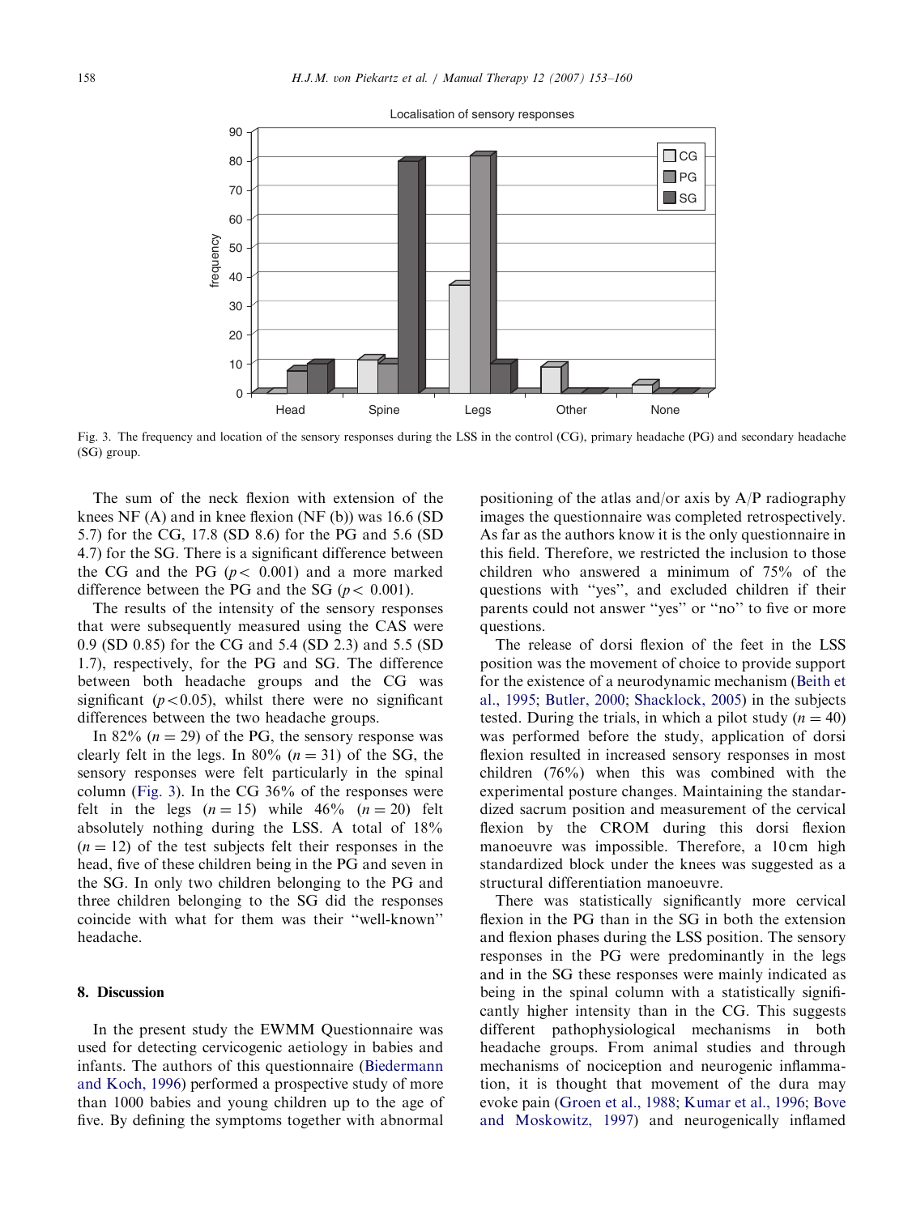Fig. 3. The frequency and location of the sensory responses during the LSS in the control (CG), primary headache (PG) and secondary headache (SG) group.

The sum of the neck flexion with extension of the knees NF (A) and in knee flexion (NF (b)) was 16.6 (SD 5.7) for the CG, 17.8 (SD 8.6) for the PG and 5.6 (SD 4.7) for the SG. There is a significant difference between the CG and the PG ($p < 0.001$) and a more marked difference between the PG and the SG ($p < 0.001$).

The results of the intensity of the sensory responses that were subsequently measured using the CAS were 0.9 (SD 0.85) for the CG and 5.4 (SD 2.3) and 5.5 (SD 1.7), respectively, for the PG and SG. The difference between both headache groups and the CG was significant ($p<0.05$), whilst there were no significant differences between the two headache groups.

In 82% ($n = 29$) of the PG, the sensory response was clearly felt in the legs. In 80% ($n = 31$) of the SG, the sensory responses were felt particularly in the spinal column (Fig. 3). In the CG 36% of the responses were felt in the legs ($n = 15$) while 46% ($n = 20$) felt absolutely nothing during the LSS. A total of 18% ($n = 12$) of the test subjects felt their responses in the head, five of these children being in the PG and seven in the SG. In only two children belonging to the PG and three children belonging to the SG did the responses coincide with what for them was their ''well-known'' headache.

## 8. Discussion

In the present study the EWMM Questionnaire was used for detecting cervicogenic aetiology in babies and infants. The authors of this questionnaire (Biedermann and Koch, 1996) performed a prospective study of more than 1000 babies and young children up to the age of five. By defining the symptoms together with abnormal positioning of the atlas and/or axis by A/P radiography images the questionnaire was completed retrospectively. As far as the authors know it is the only questionnaire in this field. Therefore, we restricted the inclusion to those children who answered a minimum of 75% of the questions with ''yes'', and excluded children if their parents could not answer ''yes'' or ''no'' to five or more questions.

The release of dorsi flexion of the feet in the LSS position was the movement of choice to provide support for the existence of a neurodynamic mechanism (Beith et al., 1995; Butler, 2000; Shacklock, 2005) in the subjects tested. During the trials, in which a pilot study ($n = 40$) was performed before the study, application of dorsi flexion resulted in increased sensory responses in most children (76%) when this was combined with the experimental posture changes. Maintaining the standardized sacrum position and measurement of the cervical flexion by the CROM during this dorsi flexion manoeuvre was impossible. Therefore, a 10 cm high standardized block under the knees was suggested as a structural differentiation manoeuvre.

There was statistically significantly more cervical flexion in the PG than in the SG in both the extension and flexion phases during the LSS position. The sensory responses in the PG were predominantly in the legs and in the SG these responses were mainly indicated as being in the spinal column with a statistically significantly higher intensity than in the CG. This suggests different pathophysiological mechanisms in both headache groups. From animal studies and through mechanisms of nociception and neurogenic inflammation, it is thought that movement of the dura may evoke pain (Groen et al., 1988; Kumar et al., 1996; Bove and Moskowitz, 1997) and neurogenically inflamed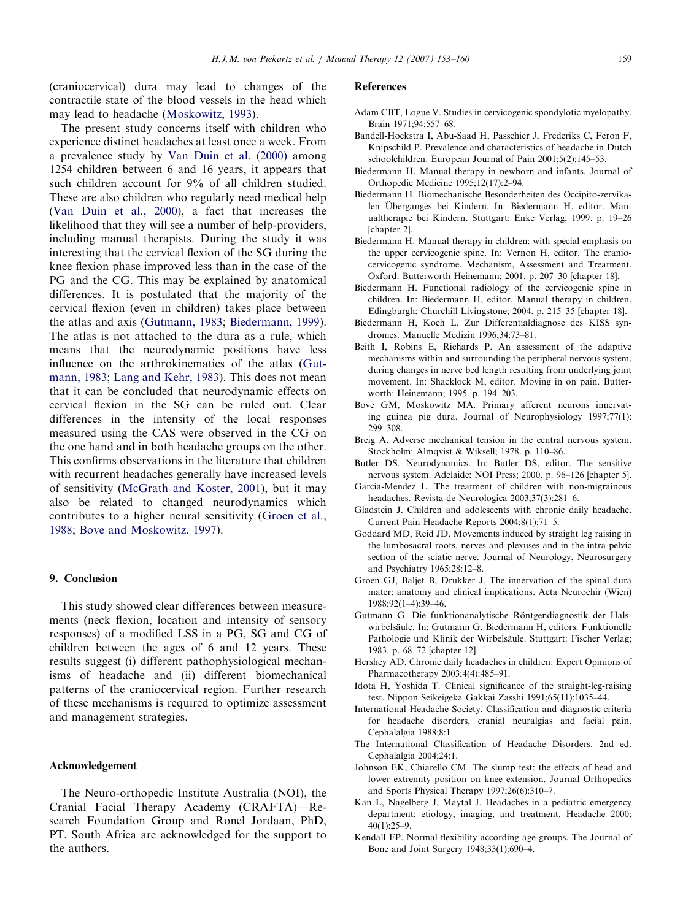(craniocervical) dura may lead to changes of the contractile state of the blood vessels in the head which may lead to headache (Moskowitz, 1993).

The present study concerns itself with children who experience distinct headaches at least once a week. From a prevalence study by Van Duin et al. (2000) among 1254 children between 6 and 16 years, it appears that such children account for 9% of all children studied. These are also children who regularly need medical help (Van Duin et al., 2000), a fact that increases the likelihood that they will see a number of help-providers, including manual therapists. During the study it was interesting that the cervical flexion of the SG during the knee flexion phase improved less than in the case of the PG and the CG. This may be explained by anatomical differences. It is postulated that the majority of the cervical flexion (even in children) takes place between the atlas and axis (Gutmann, 1983; Biedermann, 1999). The atlas is not attached to the dura as a rule, which means that the neurodynamic positions have less influence on the arthrokinematics of the atlas (Gutmann, 1983; Lang and Kehr, 1983). This does not mean that it can be concluded that neurodynamic effects on cervical flexion in the SG can be ruled out. Clear differences in the intensity of the local responses measured using the CAS were observed in the CG on the one hand and in both headache groups on the other. This confirms observations in the literature that children with recurrent headaches generally have increased levels of sensitivity (McGrath and Koster, 2001), but it may also be related to changed neurodynamics which contributes to a higher neural sensitivity (Groen et al., 1988; Bove and Moskowitz, 1997).

## 9. Conclusion

This study showed clear differences between measurements (neck flexion, location and intensity of sensory responses) of a modified LSS in a PG, SG and CG of children between the ages of 6 and 12 years. These results suggest (i) different pathophysiological mechanisms of headache and (ii) different biomechanical patterns of the craniocervical region. Further research of these mechanisms is required to optimize assessment and management strategies.

## Acknowledgement

The Neuro-orthopedic Institute Australia (NOI), the Cranial Facial Therapy Academy (CRAFTA)—Research Foundation Group and Ronel Jordaan, PhD, PT, South Africa are acknowledged for the support to the authors.

## References

Adam CBT, Logue V. Studies in cervicogenic spondylotic myelopathy. Brain 1971;94:557–68.

Bandell-Hoekstra I, Abu-Saad H, Passchier J, Frederiks C, Feron F, Knipschild P. Prevalence and characteristics of headache in Dutch schoolchildren. European Journal of Pain 2001;5(2):145–53.

Biedermann H. Manual therapy in newborn and infants. Journal of Orthopedic Medicine 1995;12(17):2–94.

Biedermann H. Biomechanische Besonderheiten des Occipito-zervikalen Überganges bei Kindern. In: Biedermann H, editor. Manualtherapie bei Kindern. Stuttgart: Enke Verlag; 1999. p. 19–26 [chapter 2].

Biedermann H. Manual therapy in children: with special emphasis on the upper cervicogenic spine. In: Vernon H, editor. The craniocervicogenic syndrome. Mechanism, Assessment and Treatment. Oxford: Butterworth Heinemann; 2001. p. 207–30 [chapter 18].

Biedermann H. Functional radiology of the cervicogenic spine in children. In: Biedermann H, editor. Manual therapy in children. Edingburgh: Churchill Livingstone; 2004. p. 215–35 [chapter 18].

Biedermann H, Koch L. Zur Differentialdiagnose des KISS syndromes. Manuelle Medizin 1996;34:73–81.

Beith I, Robins E, Richards P. An assessment of the adaptive mechanisms within and surrounding the peripheral nervous system, during changes in nerve bed length resulting from underlying joint movement. In: Shacklock M, editor. Moving in on pain. Butterworth: Heinemann; 1995. p. 194–203.

Bove GM, Moskowitz MA. Primary afferent neurons innervating guinea pig dura. Journal of Neurophysiology 1997;77(1): 299–308.

Breig A. Adverse mechanical tension in the central nervous system. Stockholm: Almqvist & Wiksell; 1978. p. 110–86.

Butler DS. Neurodynamics. In: Butler DS, editor. The sensitive nervous system. Adelaide: NOI Press; 2000. p. 96–126 [chapter 5].

Garcia-Mendez L. The treatment of children with non-migrainous headaches. Revista de Neurologica 2003;37(3):281–6.

Gladstein J. Children and adolescents with chronic daily headache. Current Pain Headache Reports 2004;8(1):71–5.

Goddard MD, Reid JD. Movements induced by straight leg raising in the lumbosacral roots, nerves and plexuses and in the intra-pelvic section of the sciatic nerve. Journal of Neurology, Neurosurgery and Psychiatry 1965;28:12–8.

Groen GJ, Baljet B, Drukker J. The innervation of the spinal dura mater: anatomy and clinical implications. Acta Neurochir (Wien) 1988;92(1–4):39–46.

Gutmann G. Die funktionanalytische Röntgendiagnostik der Halswirbelsäule. In: Gutmann G, Biedermann H, editors. Funktionelle Pathologie und Klinik der Wirbelsäule. Stuttgart: Fischer Verlag; 1983. p. 68–72 [chapter 12].

Hershey AD. Chronic daily headaches in children. Expert Opinions of Pharmacotherapy 2003;4(4):485–91.

Idota H, Yoshida T. Clinical significance of the straight-leg-raising test. Nippon Seikeigeka Gakkai Zasshi 1991;65(11):1035–44.

International Headache Society. Classification and diagnostic criteria for headache disorders, cranial neuralgias and facial pain. Cephalalgia 1988;8:1.

The International Classification of Headache Disorders. 2nd ed. Cephalalgia 2004;24:1.

Johnson EK, Chiarello CM. The slump test: the effects of head and lower extremity position on knee extension. Journal Orthopedics and Sports Physical Therapy 1997;26(6):310–7.

Kan L, Nagelberg J, Maytal J. Headaches in a pediatric emergency department: etiology, imaging, and treatment. Headache 2000; 40(1):25–9.

Kendall FP. Normal flexibility according age groups. The Journal of Bone and Joint Surgery 1948;33(1):690–4.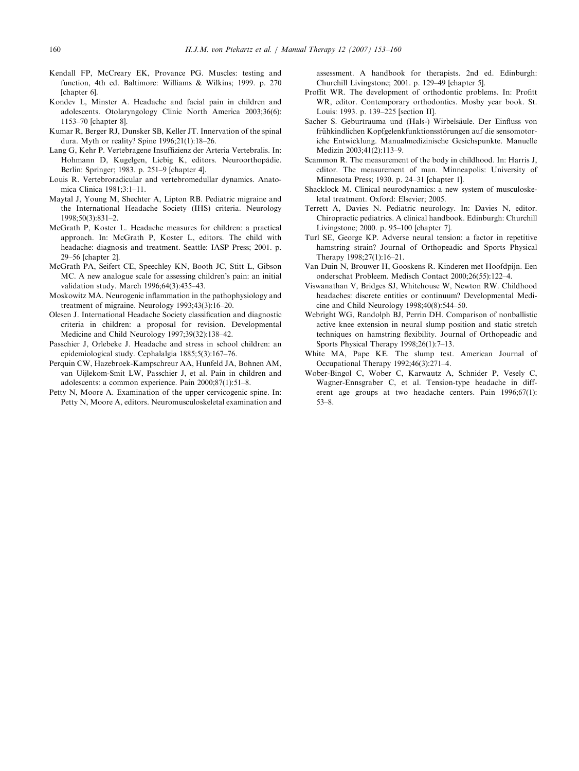Kendall FP, McCreary EK, Provance PG. Muscles: testing and function, 4th ed. Baltimore: Williams & Wilkins; 1999. p. 270 [chapter 6].

Kondev L, Minster A. Headache and facial pain in children and adolescents. Otolaryngology Clinic North America 2003;36(6): 1153–70 [chapter 8].

Kumar R, Berger RJ, Dunsker SB, Keller JT. Innervation of the spinal dura. Myth or reality? Spine 1996;21(1):18–26.

Lang G, Kehr P. Vertebragene Insuffizienz der Arteria Vertebralis. In: Hohmann D, Kugelgen, Liebig K, editors. Neuroorthopädie. Berlin: Springer; 1983. p. 251–9 [chapter 4].

Louis R. Vertebroradicular and vertebromedullar dynamics. Anatomica Clinica 1981;3:1–11.

Maytal J, Young M, Shechter A, Lipton RB. Pediatric migraine and the International Headache Society (IHS) criteria. Neurology 1998;50(3):831–2.

McGrath P, Koster L. Headache measures for children: a practical approach. In: McGrath P, Koster L, editors. The child with headache: diagnosis and treatment. Seattle: IASP Press; 2001. p. 29–56 [chapter 2].

McGrath PA, Seifert CE, Speechley KN, Booth JC, Stitt L, Gibson MC. A new analogue scale for assessing children's pain: an initial validation study. March 1996;64(3):435–43.

Moskowitz MA. Neurogenic inflammation in the pathophysiology and treatment of migraine. Neurology 1993;43(3):16–20.

Olesen J. International Headache Society classification and diagnostic criteria in children: a proposal for revision. Developmental Medicine and Child Neurology 1997;39(32):138–42.

Passchier J, Orlebeke J. Headache and stress in school children: an epidemiological study. Cephalalgia 1885;5(3):167–76.

Perquin CW, Hazebroek-Kampschreur AA, Hunfeld JA, Bohnen AM, van Uijlekom-Smit LW, Passchier J, et al. Pain in children and adolescents: a common experience. Pain 2000;87(1):51–8.

Petty N, Moore A. Examination of the upper cervicogenic spine. In: Petty N, Moore A, editors. Neuromusculoskeletal examination and assessment. A handbook for therapists. 2nd ed. Edinburgh: Churchill Livingstone; 2001. p. 129–49 [chapter 5].

Proffit WR. The development of orthodontic problems. In: Profitt WR, editor. Contemporary orthodontics. Mosby year book. St. Louis: 1993. p. 139–225 [section II].

Sacher S. Geburtrauma und (Hals-) Wirbelsäule. Der Einfluss von frühkindlichen Kopfgelenkfunktionsstörungen auf die sensomotoriche Entwicklung. Manualmedizinische Gesichspunkte. Manuelle Medizin 2003;41(2):113–9.

Scammon R. The measurement of the body in childhood. In: Harris J, editor. The measurement of man. Minneapolis: University of Minnesota Press; 1930. p. 24–31 [chapter 1].

Shacklock M. Clinical neurodynamics: a new system of musculoskeletal treatment. Oxford: Elsevier; 2005.

Terrett A, Davies N. Pediatric neurology. In: Davies N, editor. Chiropractic pediatrics. A clinical handbook. Edinburgh: Churchill Livingstone; 2000. p. 95–100 [chapter 7].

Turl SE, George KP. Adverse neural tension: a factor in repetitive hamstring strain? Journal of Orthopeadic and Sports Physical Therapy 1998;27(1):16–21.

Van Duin N, Brouwer H, Gooskens R. Kinderen met Hoofdpijn. Een onderschat Probleem. Medisch Contact 2000;26(55):122–4.

Viswanathan V, Bridges SJ, Whitehouse W, Newton RW. Childhood headaches: discrete entities or continuum? Developmental Medicine and Child Neurology 1998;40(8):544–50.

Webright WG, Randolph BJ, Perrin DH. Comparison of nonballistic active knee extension in neural slump position and static stretch techniques on hamstring flexibility. Journal of Orthopeadic and Sports Physical Therapy 1998;26(1):7–13.

White MA, Pape KE. The slump test. American Journal of Occupational Therapy 1992;46(3):271–4.

Wober-Bingol C, Wober C, Karwautz A, Schnider P, Vesely C, Wagner-Ennsgraber C, et al. Tension-type headache in different age groups at two headache centers. Pain 1996;67(1): 53–8.